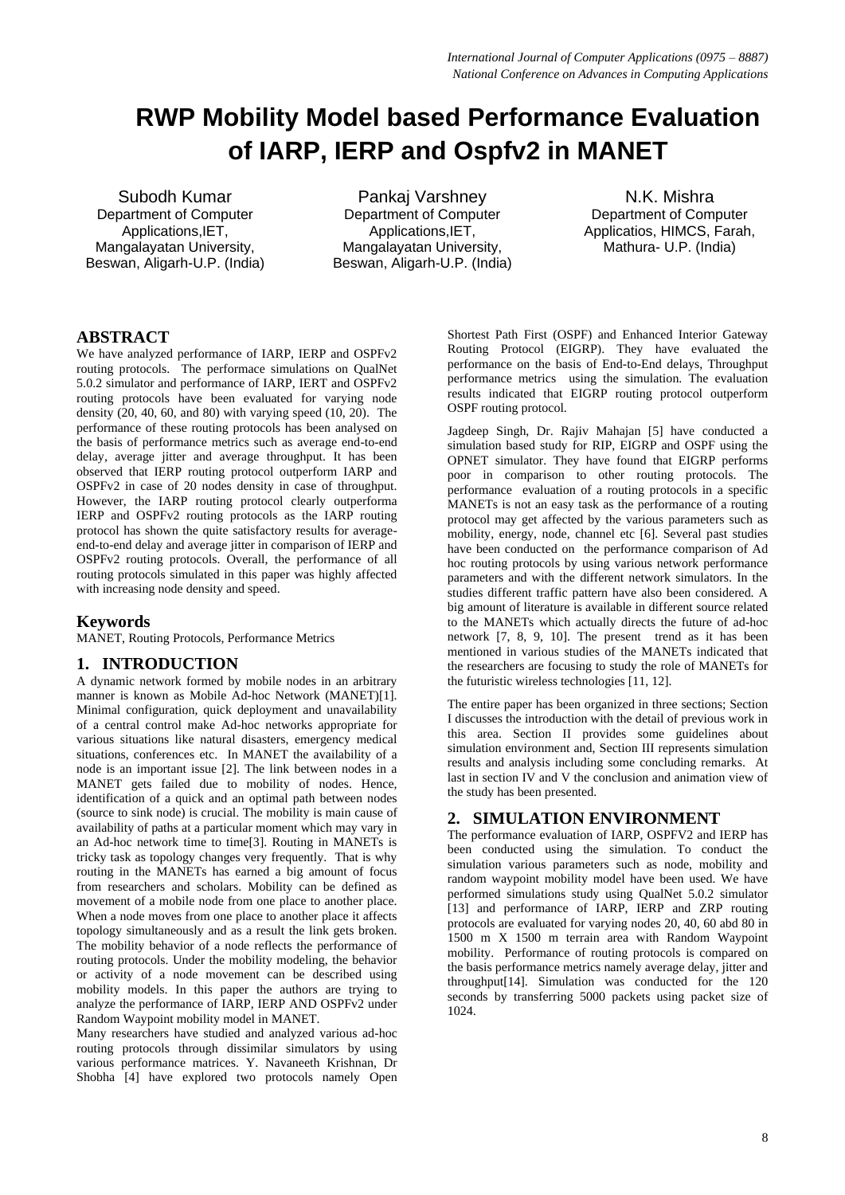# RWP Mobility Model based Performance Evaluation of IARP, IERP and Ospfv2 in MANET

Subodh Kumar
Department of Computer Applications,IET, Mangalayatan University, Beswan, Aligarh-U.P. (India)

Pankaj Varshney
Department of Computer Applications,IET, Mangalayatan University, Beswan, Aligarh-U.P. (India)

N.K. Mishra
Department of Computer Applicatios, HIMCS, Farah, Mathura- U.P. (India)

## ABSTRACT

We have analyzed performance of IARP, IERP and OSPFv2 routing protocols. The performace simulations on QualNet 5.0.2 simulator and performance of IARP, IERT and OSPFv2 routing protocols have been evaluated for varying node density (20, 40, 60, and 80) with varying speed (10, 20). The performance of these routing protocols has been analysed on the basis of performance metrics such as average end-to-end delay, average jitter and average throughput. It has been observed that IERP routing protocol outperform IARP and OSPFv2 in case of 20 nodes density in case of throughput. However, the IARP routing protocol clearly outperforma IERP and OSPFv2 routing protocols as the IARP routing protocol has shown the quite satisfactory results for average-end-to-end delay and average jitter in comparison of IERP and OSPFv2 routing protocols. Overall, the performance of all routing protocols simulated in this paper was highly affected with increasing node density and speed.

## Keywords

MANET, Routing Protocols, Performance Metrics

## 1. INTRODUCTION

A dynamic network formed by mobile nodes in an arbitrary manner is known as Mobile Ad-hoc Network (MANET)[1]. Minimal configuration, quick deployment and unavailability of a central control make Ad-hoc networks appropriate for various situations like natural disasters, emergency medical situations, conferences etc. In MANET the availability of a node is an important issue [2]. The link between nodes in a MANET gets failed due to mobility of nodes. Hence, identification of a quick and an optimal path between nodes (source to sink node) is crucial. The mobility is main cause of availability of paths at a particular moment which may vary in an Ad-hoc network time to time[3]. Routing in MANETs is tricky task as topology changes very frequently. That is why routing in the MANETs has earned a big amount of focus from researchers and scholars. Mobility can be defined as movement of a mobile node from one place to another place. When a node moves from one place to another place it affects topology simultaneously and as a result the link gets broken. The mobility behavior of a node reflects the performance of routing protocols. Under the mobility modeling, the behavior or activity of a node movement can be described using mobility models. In this paper the authors are trying to analyze the performance of IARP, IERP AND OSPFv2 under Random Waypoint mobility model in MANET.

Many researchers have studied and analyzed various ad-hoc routing protocols through dissimilar simulators by using various performance matrices. Y. Navaneeth Krishnan, Dr Shobha [4] have explored two protocols namely Open Shortest Path First (OSPF) and Enhanced Interior Gateway Routing Protocol (EIGRP). They have evaluated the performance on the basis of End-to-End delays, Throughput performance metrics using the simulation. The evaluation results indicated that EIGRP routing protocol outperform OSPF routing protocol.

Jagdeep Singh, Dr. Rajiv Mahajan [5] have conducted a simulation based study for RIP, EIGRP and OSPF using the OPNET simulator. They have found that EIGRP performs poor in comparison to other routing protocols. The performance evaluation of a routing protocols in a specific MANETs is not an easy task as the performance of a routing protocol may get affected by the various parameters such as mobility, energy, node, channel etc [6]. Several past studies have been conducted on the performance comparison of Ad hoc routing protocols by using various network performance parameters and with the different network simulators. In the studies different traffic pattern have also been considered. A big amount of literature is available in different source related to the MANETs which actually directs the future of ad-hoc network [7, 8, 9, 10]. The present trend as it has been mentioned in various studies of the MANETs indicated that the researchers are focusing to study the role of MANETs for the futuristic wireless technologies [11, 12].

The entire paper has been organized in three sections; Section I discusses the introduction with the detail of previous work in this area. Section II provides some guidelines about simulation environment and, Section III represents simulation results and analysis including some concluding remarks. At last in section IV and V the conclusion and animation view of the study has been presented.

## 2. SIMULATION ENVIRONMENT

The performance evaluation of IARP, OSPFV2 and IERP has been conducted using the simulation. To conduct the simulation various parameters such as node, mobility and random waypoint mobility model have been used. We have performed simulations study using QualNet 5.0.2 simulator [13] and performance of IARP, IERP and ZRP routing protocols are evaluated for varying nodes 20, 40, 60 abd 80 in 1500 m X 1500 m terrain area with Random Waypoint mobility. Performance of routing protocols is compared on the basis performance metrics namely average delay, jitter and throughput[14]. Simulation was conducted for the 120 seconds by transferring 5000 packets using packet size of 1024.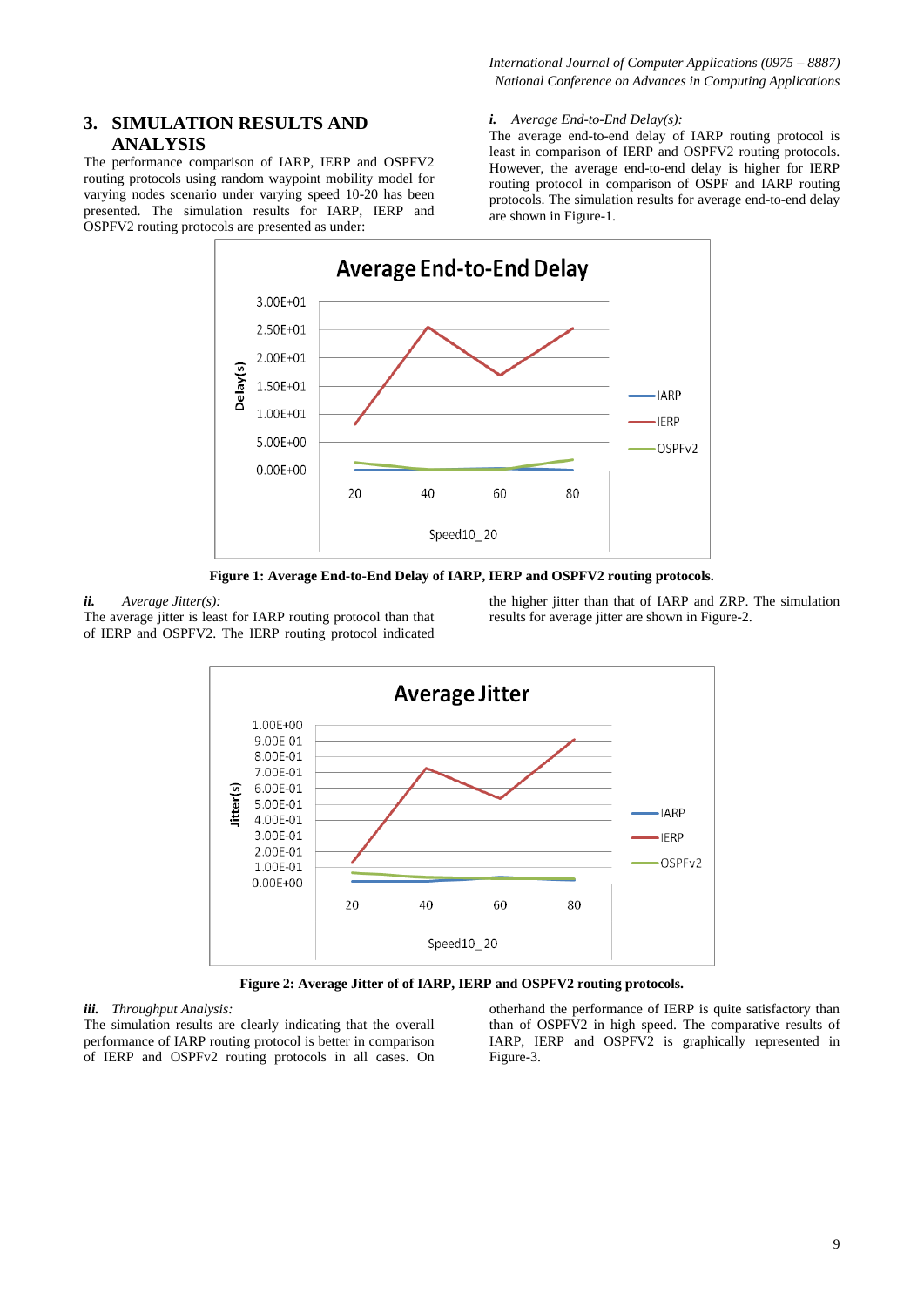## 3. SIMULATION RESULTS AND ANALYSIS

The performance comparison of IARP, IERP and OSPFV2 routing protocols using random waypoint mobility model for varying nodes scenario under varying speed 10-20 has been presented. The simulation results for IARP, IERP and OSPFV2 routing protocols are presented as under:

*i. Average End-to-End Delay(s):*

The average end-to-end delay of IARP routing protocol is least in comparison of IERP and OSPFV2 routing protocols. However, the average end-to-end delay is higher for IERP routing protocol in comparison of OSPF and IARP routing protocols. The simulation results for average end-to-end delay are shown in Figure-1.

Average End-to-End Delay

Delay(s)

3.00E+01
2.50E+01
2.00E+01
1.50E+01
1.00E+01
5.00E+00
0.00E+00

20 40 60 80

Speed10_20

IARP
IERP
OSPFv2

**Figure 1: Average End-to-End Delay of IARP, IERP and OSPFV2 routing protocols.**

*ii. Average Jitter(s):*

The average jitter is least for IARP routing protocol than that of IERP and OSPFV2. The IERP routing protocol indicated the higher jitter than that of IARP and ZRP. The simulation results for average jitter are shown in Figure-2.

Average Jitter

Jitter(s)

1.00E+00
9.00E-01
8.00E-01
7.00E-01
6.00E-01
5.00E-01
4.00E-01
3.00E-01
2.00E-01
1.00E-01
0.00E+00

20 40 60 80

Speed10_20

IARP
IERP
OSPFv2

**Figure 2: Average Jitter of of IARP, IERP and OSPFV2 routing protocols.**

*iii. Throughput Analysis:*

The simulation results are clearly indicating that the overall performance of IARP routing protocol is better in comparison of IERP and OSPFv2 routing protocols in all cases. On otherhand the performance of IERP is quite satisfactory than than of OSPFV2 in high speed. The comparative results of IARP, IERP and OSPFV2 is graphically represented in Figure-3.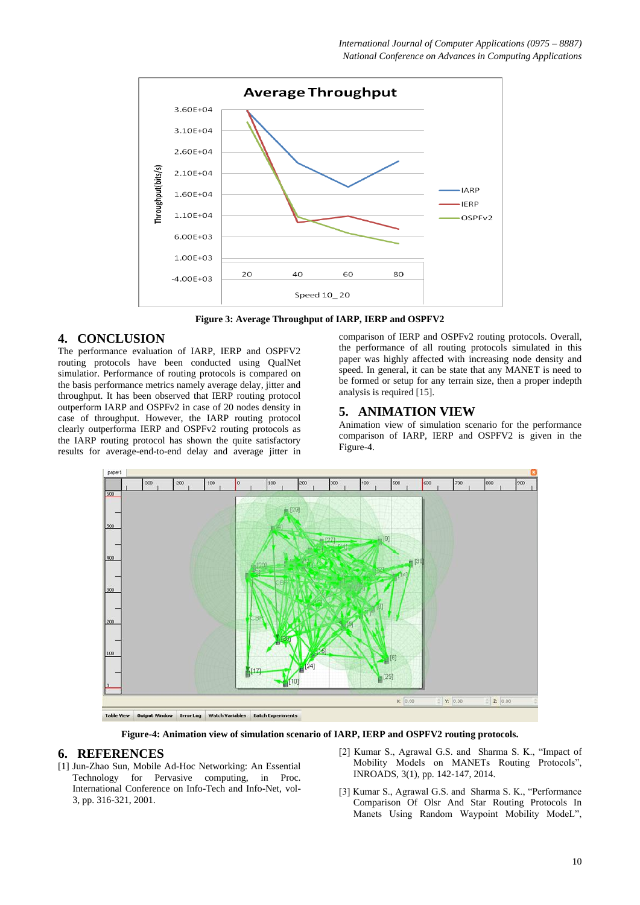Average Throughput

Throughput(bits/s)

3.60E+04
3.10E+04
2.60E+04
2.10E+04
1.60E+04
1.10E+04
6.00E+03
1.00E+03
-4.00E+03

20
40
60
80

Speed 10_ 20

IARP
IERP
OSPFv2

**Figure 3: Average Throughput of IARP, IERP and OSPFV2**

## 4. CONCLUSION

The performance evaluation of IARP, IERP and OSPFV2 routing protocols have been conducted using QualNet simulatior. Performance of routing protocols is compared on the basis performance metrics namely average delay, jitter and throughput. It has been observed that IERP routing protocol outperform IARP and OSPFv2 in case of 20 nodes density in case of throughput. However, the IARP routing protocol clearly outperforma IERP and OSPFv2 routing protocols as the IARP routing protocol has shown the quite satisfactory results for average-end-to-end delay and average jitter in comparison of IERP and OSPFv2 routing protocols. Overall, the performance of all routing protocols simulated in this paper was highly affected with increasing node density and speed. In general, it can be state that any MANET is need to be formed or setup for any terrain size, then a proper indepth analysis is required [15].

## 5. ANIMATION VIEW

Animation view of simulation scenario for the performance comparison of IARP, IERP and OSPFV2 is given in the Figure-4.

**Figure-4: Animation view of simulation scenario of IARP, IERP and OSPFV2 routing protocols.**

## 6. REFERENCES

[1] Jun-Zhao Sun, Mobile Ad-Hoc Networking: An Essential Technology for Pervasive computing, in Proc. International Conference on Info-Tech and Info-Net, vol-3, pp. 316-321, 2001.

[2] Kumar S., Agrawal G.S. and Sharma S. K., "Impact of Mobility Models on MANETs Routing Protocols", INROADS, 3(1), pp. 142-147, 2014.

[3] Kumar S., Agrawal G.S. and Sharma S. K., "Performance Comparison Of Olsr And Star Routing Protocols In Manets Using Random Waypoint Mobility ModeL",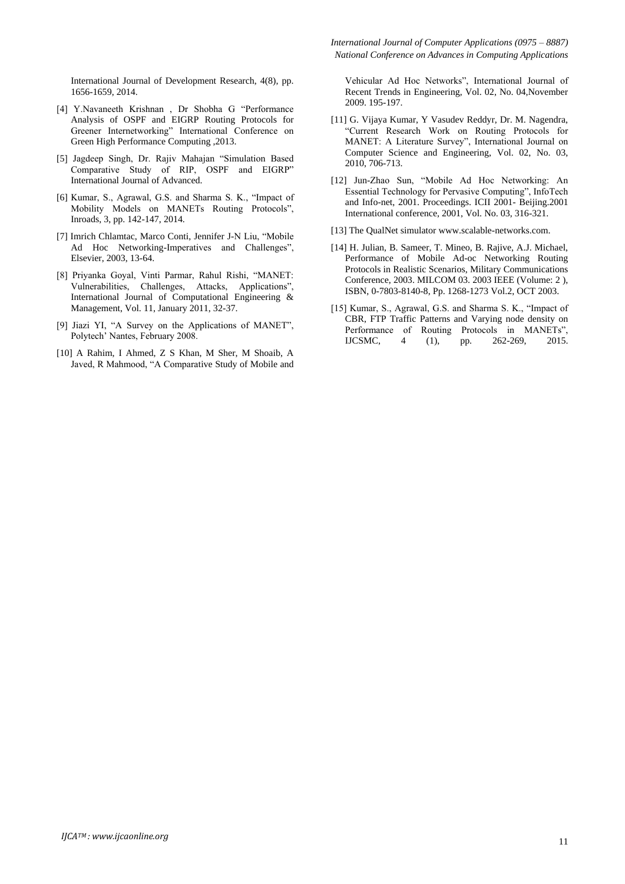International Journal of Development Research, 4(8), pp. 1656-1659, 2014.

[4] Y.Navaneeth Krishnan , Dr Shobha G "Performance Analysis of OSPF and EIGRP Routing Protocols for Greener Internetworking" International Conference on Green High Performance Computing ,2013.

[5] Jagdeep Singh, Dr. Rajiv Mahajan "Simulation Based Comparative Study of RIP, OSPF and EIGRP" International Journal of Advanced.

[6] Kumar, S., Agrawal, G.S. and Sharma S. K., "Impact of Mobility Models on MANETs Routing Protocols", Inroads, 3, pp. 142-147, 2014.

[7] Imrich Chlamtac, Marco Conti, Jennifer J-N Liu, "Mobile Ad Hoc Networking-Imperatives and Challenges", Elsevier, 2003, 13-64.

[8] Priyanka Goyal, Vinti Parmar, Rahul Rishi, "MANET: Vulnerabilities, Challenges, Attacks, Applications", International Journal of Computational Engineering & Management, Vol. 11, January 2011, 32-37.

[9] Jiazi YI, "A Survey on the Applications of MANET", Polytech' Nantes, February 2008.

[10] A Rahim, I Ahmed, Z S Khan, M Sher, M Shoaib, A Javed, R Mahmood, "A Comparative Study of Mobile and Vehicular Ad Hoc Networks", International Journal of Recent Trends in Engineering, Vol. 02, No. 04,November 2009. 195-197.

[11] G. Vijaya Kumar, Y Vasudev Reddyr, Dr. M. Nagendra, "Current Research Work on Routing Protocols for MANET: A Literature Survey", International Journal on Computer Science and Engineering, Vol. 02, No. 03, 2010, 706-713.

[12] Jun-Zhao Sun, "Mobile Ad Hoc Networking: An Essential Technology for Pervasive Computing", InfoTech and Info-net, 2001. Proceedings. ICII 2001- Beijing.2001 International conference, 2001, Vol. No. 03, 316-321.

[13] The QualNet simulator www.scalable-networks.com.

[14] H. Julian, B. Sameer, T. Mineo, B. Rajive, A.J. Michael, Performance of Mobile Ad-oc Networking Routing Protocols in Realistic Scenarios, Military Communications Conference, 2003. MILCOM 03. 2003 IEEE (Volume: 2 ), ISBN, 0-7803-8140-8, Pp. 1268-1273 Vol.2, OCT 2003.

[15] Kumar, S., Agrawal, G.S. and Sharma S. K., "Impact of CBR, FTP Traffic Patterns and Varying node density on Performance of Routing Protocols in MANETs", IJCSMC, 4 (1), pp. 262-269, 2015.